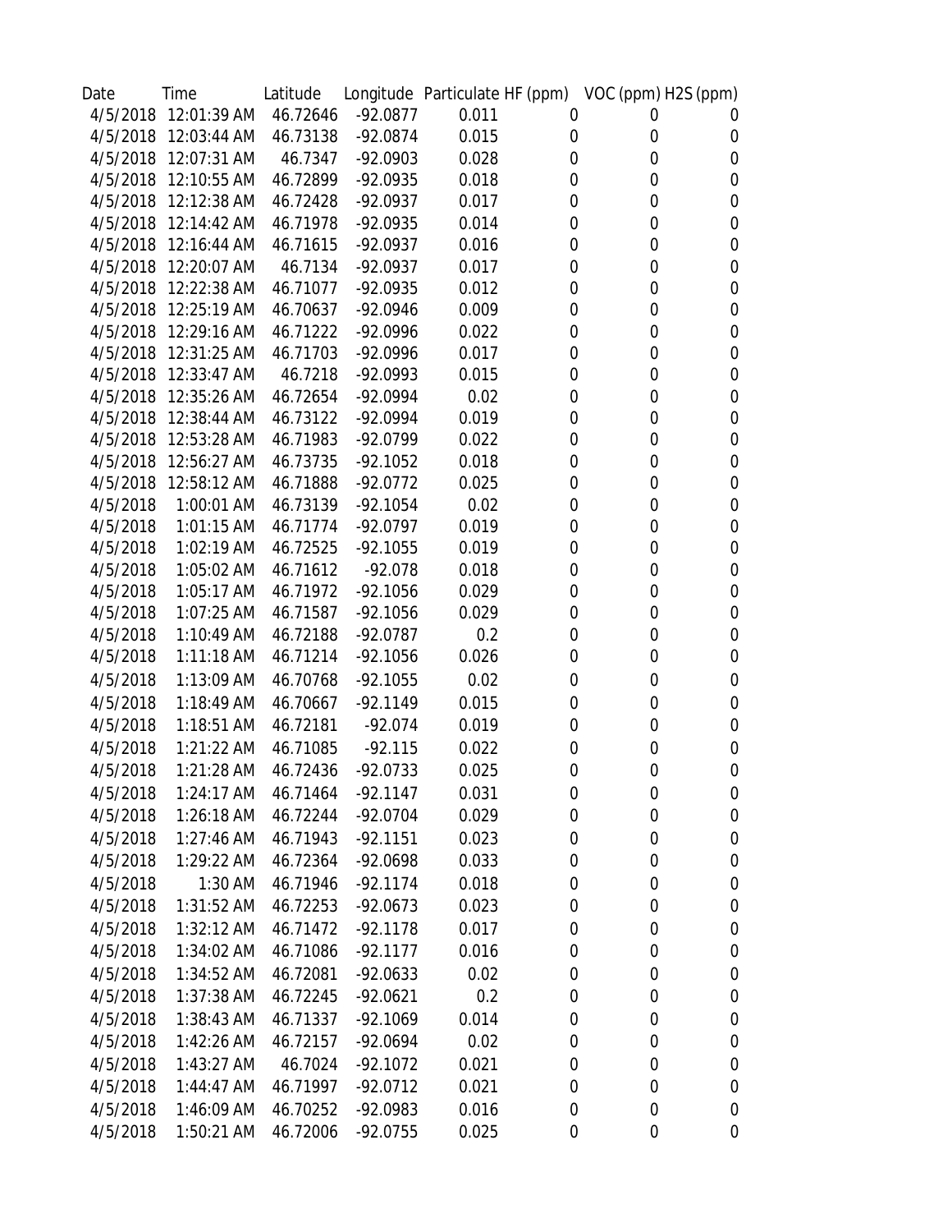| Date | Time | Latitude | Longitude | Particulate | HF (ppm) | VOC (ppm) | H2S (ppm) |
|---|---|---|---|---|---|---|---|
| 4/5/2018 | 12:01:39 AM | 46.72646 | -92.0877 | 0.011 | 0 | 0 | 0 |
| 4/5/2018 | 12:03:44 AM | 46.73138 | -92.0874 | 0.015 | 0 | 0 | 0 |
| 4/5/2018 | 12:07:31 AM | 46.7347 | -92.0903 | 0.028 | 0 | 0 | 0 |
| 4/5/2018 | 12:10:55 AM | 46.72899 | -92.0935 | 0.018 | 0 | 0 | 0 |
| 4/5/2018 | 12:12:38 AM | 46.72428 | -92.0937 | 0.017 | 0 | 0 | 0 |
| 4/5/2018 | 12:14:42 AM | 46.71978 | -92.0935 | 0.014 | 0 | 0 | 0 |
| 4/5/2018 | 12:16:44 AM | 46.71615 | -92.0937 | 0.016 | 0 | 0 | 0 |
| 4/5/2018 | 12:20:07 AM | 46.7134 | -92.0937 | 0.017 | 0 | 0 | 0 |
| 4/5/2018 | 12:22:38 AM | 46.71077 | -92.0935 | 0.012 | 0 | 0 | 0 |
| 4/5/2018 | 12:25:19 AM | 46.70637 | -92.0946 | 0.009 | 0 | 0 | 0 |
| 4/5/2018 | 12:29:16 AM | 46.71222 | -92.0996 | 0.022 | 0 | 0 | 0 |
| 4/5/2018 | 12:31:25 AM | 46.71703 | -92.0996 | 0.017 | 0 | 0 | 0 |
| 4/5/2018 | 12:33:47 AM | 46.7218 | -92.0993 | 0.015 | 0 | 0 | 0 |
| 4/5/2018 | 12:35:26 AM | 46.72654 | -92.0994 | 0.02 | 0 | 0 | 0 |
| 4/5/2018 | 12:38:44 AM | 46.73122 | -92.0994 | 0.019 | 0 | 0 | 0 |
| 4/5/2018 | 12:53:28 AM | 46.71983 | -92.0799 | 0.022 | 0 | 0 | 0 |
| 4/5/2018 | 12:56:27 AM | 46.73735 | -92.1052 | 0.018 | 0 | 0 | 0 |
| 4/5/2018 | 12:58:12 AM | 46.71888 | -92.0772 | 0.025 | 0 | 0 | 0 |
| 4/5/2018 | 1:00:01 AM | 46.73139 | -92.1054 | 0.02 | 0 | 0 | 0 |
| 4/5/2018 | 1:01:15 AM | 46.71774 | -92.0797 | 0.019 | 0 | 0 | 0 |
| 4/5/2018 | 1:02:19 AM | 46.72525 | -92.1055 | 0.019 | 0 | 0 | 0 |
| 4/5/2018 | 1:05:02 AM | 46.71612 | -92.078 | 0.018 | 0 | 0 | 0 |
| 4/5/2018 | 1:05:17 AM | 46.71972 | -92.1056 | 0.029 | 0 | 0 | 0 |
| 4/5/2018 | 1:07:25 AM | 46.71587 | -92.1056 | 0.029 | 0 | 0 | 0 |
| 4/5/2018 | 1:10:49 AM | 46.72188 | -92.0787 | 0.2 | 0 | 0 | 0 |
| 4/5/2018 | 1:11:18 AM | 46.71214 | -92.1056 | 0.026 | 0 | 0 | 0 |
| 4/5/2018 | 1:13:09 AM | 46.70768 | -92.1055 | 0.02 | 0 | 0 | 0 |
| 4/5/2018 | 1:18:49 AM | 46.70667 | -92.1149 | 0.015 | 0 | 0 | 0 |
| 4/5/2018 | 1:18:51 AM | 46.72181 | -92.074 | 0.019 | 0 | 0 | 0 |
| 4/5/2018 | 1:21:22 AM | 46.71085 | -92.115 | 0.022 | 0 | 0 | 0 |
| 4/5/2018 | 1:21:28 AM | 46.72436 | -92.0733 | 0.025 | 0 | 0 | 0 |
| 4/5/2018 | 1:24:17 AM | 46.71464 | -92.1147 | 0.031 | 0 | 0 | 0 |
| 4/5/2018 | 1:26:18 AM | 46.72244 | -92.0704 | 0.029 | 0 | 0 | 0 |
| 4/5/2018 | 1:27:46 AM | 46.71943 | -92.1151 | 0.023 | 0 | 0 | 0 |
| 4/5/2018 | 1:29:22 AM | 46.72364 | -92.0698 | 0.033 | 0 | 0 | 0 |
| 4/5/2018 | 1:30 AM | 46.71946 | -92.1174 | 0.018 | 0 | 0 | 0 |
| 4/5/2018 | 1:31:52 AM | 46.72253 | -92.0673 | 0.023 | 0 | 0 | 0 |
| 4/5/2018 | 1:32:12 AM | 46.71472 | -92.1178 | 0.017 | 0 | 0 | 0 |
| 4/5/2018 | 1:34:02 AM | 46.71086 | -92.1177 | 0.016 | 0 | 0 | 0 |
| 4/5/2018 | 1:34:52 AM | 46.72081 | -92.0633 | 0.02 | 0 | 0 | 0 |
| 4/5/2018 | 1:37:38 AM | 46.72245 | -92.0621 | 0.2 | 0 | 0 | 0 |
| 4/5/2018 | 1:38:43 AM | 46.71337 | -92.1069 | 0.014 | 0 | 0 | 0 |
| 4/5/2018 | 1:42:26 AM | 46.72157 | -92.0694 | 0.02 | 0 | 0 | 0 |
| 4/5/2018 | 1:43:27 AM | 46.7024 | -92.1072 | 0.021 | 0 | 0 | 0 |
| 4/5/2018 | 1:44:47 AM | 46.71997 | -92.0712 | 0.021 | 0 | 0 | 0 |
| 4/5/2018 | 1:46:09 AM | 46.70252 | -92.0983 | 0.016 | 0 | 0 | 0 |
| 4/5/2018 | 1:50:21 AM | 46.72006 | -92.0755 | 0.025 | 0 | 0 | 0 |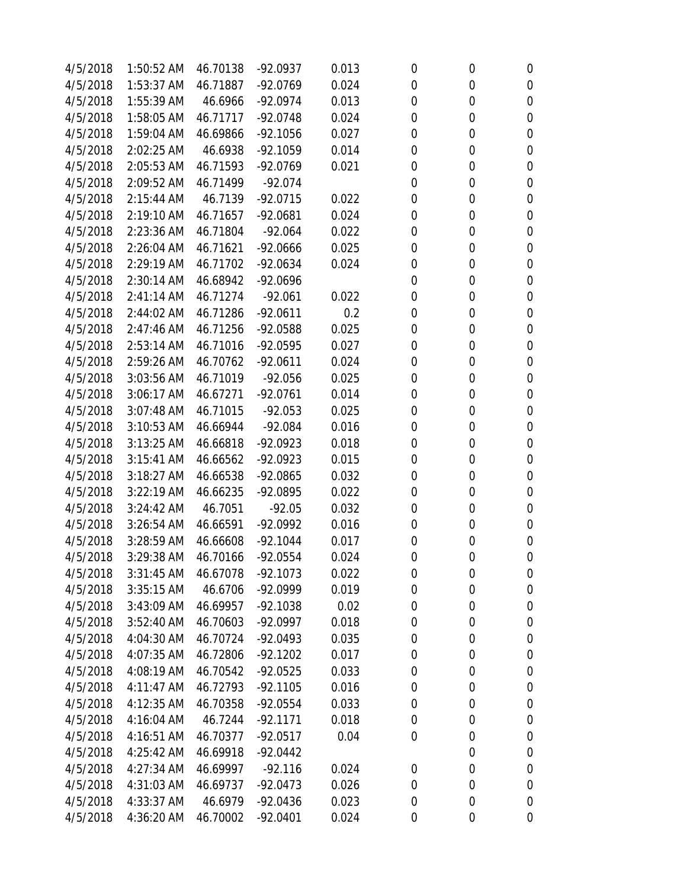| | | | | | | | |
|---|---|---|---|---|---|---|---|
| 4/5/2018 | 1:50:52 AM | 46.70138 | -92.0937 | 0.013 | 0 | 0 | 0 |
| 4/5/2018 | 1:53:37 AM | 46.71887 | -92.0769 | 0.024 | 0 | 0 | 0 |
| 4/5/2018 | 1:55:39 AM | 46.6966 | -92.0974 | 0.013 | 0 | 0 | 0 |
| 4/5/2018 | 1:58:05 AM | 46.71717 | -92.0748 | 0.024 | 0 | 0 | 0 |
| 4/5/2018 | 1:59:04 AM | 46.69866 | -92.1056 | 0.027 | 0 | 0 | 0 |
| 4/5/2018 | 2:02:25 AM | 46.6938 | -92.1059 | 0.014 | 0 | 0 | 0 |
| 4/5/2018 | 2:05:53 AM | 46.71593 | -92.0769 | 0.021 | 0 | 0 | 0 |
| 4/5/2018 | 2:09:52 AM | 46.71499 | -92.074 | | 0 | 0 | 0 |
| 4/5/2018 | 2:15:44 AM | 46.7139 | -92.0715 | 0.022 | 0 | 0 | 0 |
| 4/5/2018 | 2:19:10 AM | 46.71657 | -92.0681 | 0.024 | 0 | 0 | 0 |
| 4/5/2018 | 2:23:36 AM | 46.71804 | -92.064 | 0.022 | 0 | 0 | 0 |
| 4/5/2018 | 2:26:04 AM | 46.71621 | -92.0666 | 0.025 | 0 | 0 | 0 |
| 4/5/2018 | 2:29:19 AM | 46.71702 | -92.0634 | 0.024 | 0 | 0 | 0 |
| 4/5/2018 | 2:30:14 AM | 46.68942 | -92.0696 | | 0 | 0 | 0 |
| 4/5/2018 | 2:41:14 AM | 46.71274 | -92.061 | 0.022 | 0 | 0 | 0 |
| 4/5/2018 | 2:44:02 AM | 46.71286 | -92.0611 | 0.2 | 0 | 0 | 0 |
| 4/5/2018 | 2:47:46 AM | 46.71256 | -92.0588 | 0.025 | 0 | 0 | 0 |
| 4/5/2018 | 2:53:14 AM | 46.71016 | -92.0595 | 0.027 | 0 | 0 | 0 |
| 4/5/2018 | 2:59:26 AM | 46.70762 | -92.0611 | 0.024 | 0 | 0 | 0 |
| 4/5/2018 | 3:03:56 AM | 46.71019 | -92.056 | 0.025 | 0 | 0 | 0 |
| 4/5/2018 | 3:06:17 AM | 46.67271 | -92.0761 | 0.014 | 0 | 0 | 0 |
| 4/5/2018 | 3:07:48 AM | 46.71015 | -92.053 | 0.025 | 0 | 0 | 0 |
| 4/5/2018 | 3:10:53 AM | 46.66944 | -92.084 | 0.016 | 0 | 0 | 0 |
| 4/5/2018 | 3:13:25 AM | 46.66818 | -92.0923 | 0.018 | 0 | 0 | 0 |
| 4/5/2018 | 3:15:41 AM | 46.66562 | -92.0923 | 0.015 | 0 | 0 | 0 |
| 4/5/2018 | 3:18:27 AM | 46.66538 | -92.0865 | 0.032 | 0 | 0 | 0 |
| 4/5/2018 | 3:22:19 AM | 46.66235 | -92.0895 | 0.022 | 0 | 0 | 0 |
| 4/5/2018 | 3:24:42 AM | 46.7051 | -92.05 | 0.032 | 0 | 0 | 0 |
| 4/5/2018 | 3:26:54 AM | 46.66591 | -92.0992 | 0.016 | 0 | 0 | 0 |
| 4/5/2018 | 3:28:59 AM | 46.66608 | -92.1044 | 0.017 | 0 | 0 | 0 |
| 4/5/2018 | 3:29:38 AM | 46.70166 | -92.0554 | 0.024 | 0 | 0 | 0 |
| 4/5/2018 | 3:31:45 AM | 46.67078 | -92.1073 | 0.022 | 0 | 0 | 0 |
| 4/5/2018 | 3:35:15 AM | 46.6706 | -92.0999 | 0.019 | 0 | 0 | 0 |
| 4/5/2018 | 3:43:09 AM | 46.69957 | -92.1038 | 0.02 | 0 | 0 | 0 |
| 4/5/2018 | 3:52:40 AM | 46.70603 | -92.0997 | 0.018 | 0 | 0 | 0 |
| 4/5/2018 | 4:04:30 AM | 46.70724 | -92.0493 | 0.035 | 0 | 0 | 0 |
| 4/5/2018 | 4:07:35 AM | 46.72806 | -92.1202 | 0.017 | 0 | 0 | 0 |
| 4/5/2018 | 4:08:19 AM | 46.70542 | -92.0525 | 0.033 | 0 | 0 | 0 |
| 4/5/2018 | 4:11:47 AM | 46.72793 | -92.1105 | 0.016 | 0 | 0 | 0 |
| 4/5/2018 | 4:12:35 AM | 46.70358 | -92.0554 | 0.033 | 0 | 0 | 0 |
| 4/5/2018 | 4:16:04 AM | 46.7244 | -92.1171 | 0.018 | 0 | 0 | 0 |
| 4/5/2018 | 4:16:51 AM | 46.70377 | -92.0517 | 0.04 | 0 | 0 | 0 |
| 4/5/2018 | 4:25:42 AM | 46.69918 | -92.0442 | | | 0 | 0 |
| 4/5/2018 | 4:27:34 AM | 46.69997 | -92.116 | 0.024 | 0 | 0 | 0 |
| 4/5/2018 | 4:31:03 AM | 46.69737 | -92.0473 | 0.026 | 0 | 0 | 0 |
| 4/5/2018 | 4:33:37 AM | 46.6979 | -92.0436 | 0.023 | 0 | 0 | 0 |
| 4/5/2018 | 4:36:20 AM | 46.70002 | -92.0401 | 0.024 | 0 | 0 | 0 |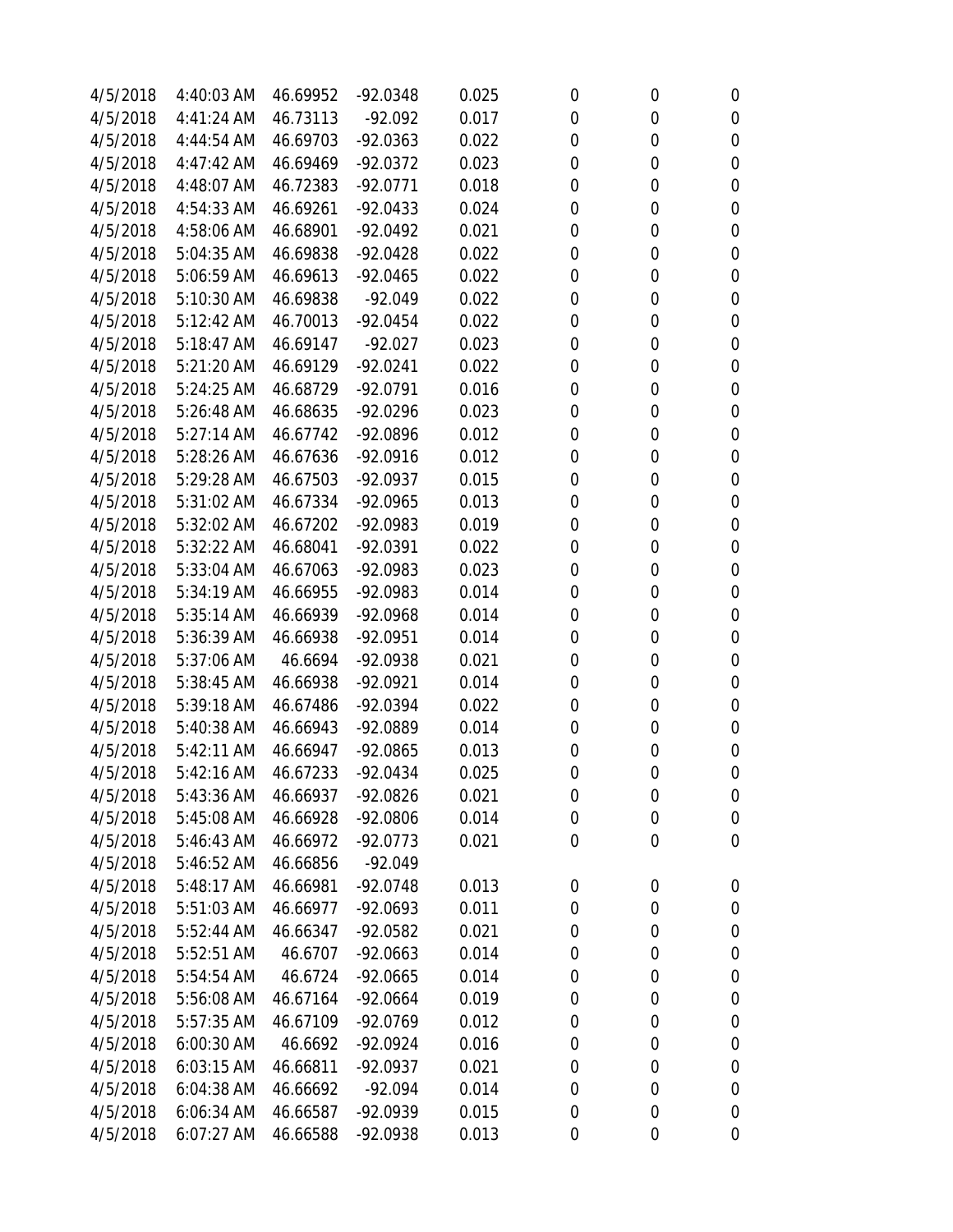| | | | | | | | |
|---|---|---|---|---|---|---|---|
| 4/5/2018 | 4:40:03 AM | 46.69952 | -92.0348 | 0.025 | 0 | 0 | 0 |
| 4/5/2018 | 4:41:24 AM | 46.73113 | -92.092 | 0.017 | 0 | 0 | 0 |
| 4/5/2018 | 4:44:54 AM | 46.69703 | -92.0363 | 0.022 | 0 | 0 | 0 |
| 4/5/2018 | 4:47:42 AM | 46.69469 | -92.0372 | 0.023 | 0 | 0 | 0 |
| 4/5/2018 | 4:48:07 AM | 46.72383 | -92.0771 | 0.018 | 0 | 0 | 0 |
| 4/5/2018 | 4:54:33 AM | 46.69261 | -92.0433 | 0.024 | 0 | 0 | 0 |
| 4/5/2018 | 4:58:06 AM | 46.68901 | -92.0492 | 0.021 | 0 | 0 | 0 |
| 4/5/2018 | 5:04:35 AM | 46.69838 | -92.0428 | 0.022 | 0 | 0 | 0 |
| 4/5/2018 | 5:06:59 AM | 46.69613 | -92.0465 | 0.022 | 0 | 0 | 0 |
| 4/5/2018 | 5:10:30 AM | 46.69838 | -92.049 | 0.022 | 0 | 0 | 0 |
| 4/5/2018 | 5:12:42 AM | 46.70013 | -92.0454 | 0.022 | 0 | 0 | 0 |
| 4/5/2018 | 5:18:47 AM | 46.69147 | -92.027 | 0.023 | 0 | 0 | 0 |
| 4/5/2018 | 5:21:20 AM | 46.69129 | -92.0241 | 0.022 | 0 | 0 | 0 |
| 4/5/2018 | 5:24:25 AM | 46.68729 | -92.0791 | 0.016 | 0 | 0 | 0 |
| 4/5/2018 | 5:26:48 AM | 46.68635 | -92.0296 | 0.023 | 0 | 0 | 0 |
| 4/5/2018 | 5:27:14 AM | 46.67742 | -92.0896 | 0.012 | 0 | 0 | 0 |
| 4/5/2018 | 5:28:26 AM | 46.67636 | -92.0916 | 0.012 | 0 | 0 | 0 |
| 4/5/2018 | 5:29:28 AM | 46.67503 | -92.0937 | 0.015 | 0 | 0 | 0 |
| 4/5/2018 | 5:31:02 AM | 46.67334 | -92.0965 | 0.013 | 0 | 0 | 0 |
| 4/5/2018 | 5:32:02 AM | 46.67202 | -92.0983 | 0.019 | 0 | 0 | 0 |
| 4/5/2018 | 5:32:22 AM | 46.68041 | -92.0391 | 0.022 | 0 | 0 | 0 |
| 4/5/2018 | 5:33:04 AM | 46.67063 | -92.0983 | 0.023 | 0 | 0 | 0 |
| 4/5/2018 | 5:34:19 AM | 46.66955 | -92.0983 | 0.014 | 0 | 0 | 0 |
| 4/5/2018 | 5:35:14 AM | 46.66939 | -92.0968 | 0.014 | 0 | 0 | 0 |
| 4/5/2018 | 5:36:39 AM | 46.66938 | -92.0951 | 0.014 | 0 | 0 | 0 |
| 4/5/2018 | 5:37:06 AM | 46.6694 | -92.0938 | 0.021 | 0 | 0 | 0 |
| 4/5/2018 | 5:38:45 AM | 46.66938 | -92.0921 | 0.014 | 0 | 0 | 0 |
| 4/5/2018 | 5:39:18 AM | 46.67486 | -92.0394 | 0.022 | 0 | 0 | 0 |
| 4/5/2018 | 5:40:38 AM | 46.66943 | -92.0889 | 0.014 | 0 | 0 | 0 |
| 4/5/2018 | 5:42:11 AM | 46.66947 | -92.0865 | 0.013 | 0 | 0 | 0 |
| 4/5/2018 | 5:42:16 AM | 46.67233 | -92.0434 | 0.025 | 0 | 0 | 0 |
| 4/5/2018 | 5:43:36 AM | 46.66937 | -92.0826 | 0.021 | 0 | 0 | 0 |
| 4/5/2018 | 5:45:08 AM | 46.66928 | -92.0806 | 0.014 | 0 | 0 | 0 |
| 4/5/2018 | 5:46:43 AM | 46.66972 | -92.0773 | 0.021 | 0 | 0 | 0 |
| 4/5/2018 | 5:46:52 AM | 46.66856 | -92.049 | | | | |
| 4/5/2018 | 5:48:17 AM | 46.66981 | -92.0748 | 0.013 | 0 | 0 | 0 |
| 4/5/2018 | 5:51:03 AM | 46.66977 | -92.0693 | 0.011 | 0 | 0 | 0 |
| 4/5/2018 | 5:52:44 AM | 46.66347 | -92.0582 | 0.021 | 0 | 0 | 0 |
| 4/5/2018 | 5:52:51 AM | 46.6707 | -92.0663 | 0.014 | 0 | 0 | 0 |
| 4/5/2018 | 5:54:54 AM | 46.6724 | -92.0665 | 0.014 | 0 | 0 | 0 |
| 4/5/2018 | 5:56:08 AM | 46.67164 | -92.0664 | 0.019 | 0 | 0 | 0 |
| 4/5/2018 | 5:57:35 AM | 46.67109 | -92.0769 | 0.012 | 0 | 0 | 0 |
| 4/5/2018 | 6:00:30 AM | 46.6692 | -92.0924 | 0.016 | 0 | 0 | 0 |
| 4/5/2018 | 6:03:15 AM | 46.66811 | -92.0937 | 0.021 | 0 | 0 | 0 |
| 4/5/2018 | 6:04:38 AM | 46.66692 | -92.094 | 0.014 | 0 | 0 | 0 |
| 4/5/2018 | 6:06:34 AM | 46.66587 | -92.0939 | 0.015 | 0 | 0 | 0 |
| 4/5/2018 | 6:07:27 AM | 46.66588 | -92.0938 | 0.013 | 0 | 0 | 0 |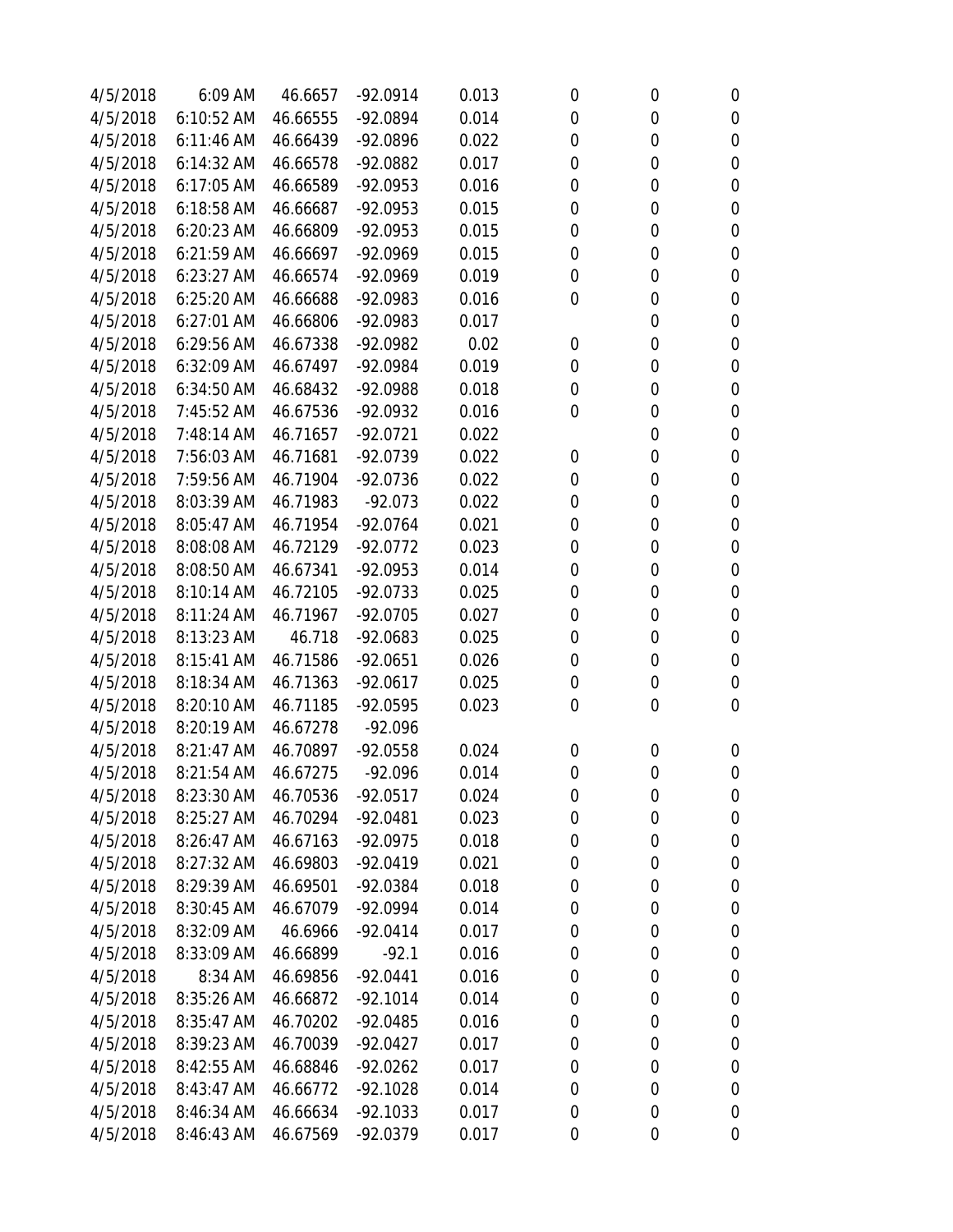| | | | | | | | |
|---|---|---|---|---|---|---|---|
| 4/5/2018 | 6:09 AM | 46.6657 | -92.0914 | 0.013 | 0 | 0 | 0 |
| 4/5/2018 | 6:10:52 AM | 46.66555 | -92.0894 | 0.014 | 0 | 0 | 0 |
| 4/5/2018 | 6:11:46 AM | 46.66439 | -92.0896 | 0.022 | 0 | 0 | 0 |
| 4/5/2018 | 6:14:32 AM | 46.66578 | -92.0882 | 0.017 | 0 | 0 | 0 |
| 4/5/2018 | 6:17:05 AM | 46.66589 | -92.0953 | 0.016 | 0 | 0 | 0 |
| 4/5/2018 | 6:18:58 AM | 46.66687 | -92.0953 | 0.015 | 0 | 0 | 0 |
| 4/5/2018 | 6:20:23 AM | 46.66809 | -92.0953 | 0.015 | 0 | 0 | 0 |
| 4/5/2018 | 6:21:59 AM | 46.66697 | -92.0969 | 0.015 | 0 | 0 | 0 |
| 4/5/2018 | 6:23:27 AM | 46.66574 | -92.0969 | 0.019 | 0 | 0 | 0 |
| 4/5/2018 | 6:25:20 AM | 46.66688 | -92.0983 | 0.016 | 0 | 0 | 0 |
| 4/5/2018 | 6:27:01 AM | 46.66806 | -92.0983 | 0.017 | | 0 | 0 |
| 4/5/2018 | 6:29:56 AM | 46.67338 | -92.0982 | 0.02 | 0 | 0 | 0 |
| 4/5/2018 | 6:32:09 AM | 46.67497 | -92.0984 | 0.019 | 0 | 0 | 0 |
| 4/5/2018 | 6:34:50 AM | 46.68432 | -92.0988 | 0.018 | 0 | 0 | 0 |
| 4/5/2018 | 7:45:52 AM | 46.67536 | -92.0932 | 0.016 | 0 | 0 | 0 |
| 4/5/2018 | 7:48:14 AM | 46.71657 | -92.0721 | 0.022 | | 0 | 0 |
| 4/5/2018 | 7:56:03 AM | 46.71681 | -92.0739 | 0.022 | 0 | 0 | 0 |
| 4/5/2018 | 7:59:56 AM | 46.71904 | -92.0736 | 0.022 | 0 | 0 | 0 |
| 4/5/2018 | 8:03:39 AM | 46.71983 | -92.073 | 0.022 | 0 | 0 | 0 |
| 4/5/2018 | 8:05:47 AM | 46.71954 | -92.0764 | 0.021 | 0 | 0 | 0 |
| 4/5/2018 | 8:08:08 AM | 46.72129 | -92.0772 | 0.023 | 0 | 0 | 0 |
| 4/5/2018 | 8:08:50 AM | 46.67341 | -92.0953 | 0.014 | 0 | 0 | 0 |
| 4/5/2018 | 8:10:14 AM | 46.72105 | -92.0733 | 0.025 | 0 | 0 | 0 |
| 4/5/2018 | 8:11:24 AM | 46.71967 | -92.0705 | 0.027 | 0 | 0 | 0 |
| 4/5/2018 | 8:13:23 AM | 46.718 | -92.0683 | 0.025 | 0 | 0 | 0 |
| 4/5/2018 | 8:15:41 AM | 46.71586 | -92.0651 | 0.026 | 0 | 0 | 0 |
| 4/5/2018 | 8:18:34 AM | 46.71363 | -92.0617 | 0.025 | 0 | 0 | 0 |
| 4/5/2018 | 8:20:10 AM | 46.71185 | -92.0595 | 0.023 | 0 | 0 | 0 |
| 4/5/2018 | 8:20:19 AM | 46.67278 | -92.096 | | | | |
| 4/5/2018 | 8:21:47 AM | 46.70897 | -92.0558 | 0.024 | 0 | 0 | 0 |
| 4/5/2018 | 8:21:54 AM | 46.67275 | -92.096 | 0.014 | 0 | 0 | 0 |
| 4/5/2018 | 8:23:30 AM | 46.70536 | -92.0517 | 0.024 | 0 | 0 | 0 |
| 4/5/2018 | 8:25:27 AM | 46.70294 | -92.0481 | 0.023 | 0 | 0 | 0 |
| 4/5/2018 | 8:26:47 AM | 46.67163 | -92.0975 | 0.018 | 0 | 0 | 0 |
| 4/5/2018 | 8:27:32 AM | 46.69803 | -92.0419 | 0.021 | 0 | 0 | 0 |
| 4/5/2018 | 8:29:39 AM | 46.69501 | -92.0384 | 0.018 | 0 | 0 | 0 |
| 4/5/2018 | 8:30:45 AM | 46.67079 | -92.0994 | 0.014 | 0 | 0 | 0 |
| 4/5/2018 | 8:32:09 AM | 46.6966 | -92.0414 | 0.017 | 0 | 0 | 0 |
| 4/5/2018 | 8:33:09 AM | 46.66899 | -92.1 | 0.016 | 0 | 0 | 0 |
| 4/5/2018 | 8:34 AM | 46.69856 | -92.0441 | 0.016 | 0 | 0 | 0 |
| 4/5/2018 | 8:35:26 AM | 46.66872 | -92.1014 | 0.014 | 0 | 0 | 0 |
| 4/5/2018 | 8:35:47 AM | 46.70202 | -92.0485 | 0.016 | 0 | 0 | 0 |
| 4/5/2018 | 8:39:23 AM | 46.70039 | -92.0427 | 0.017 | 0 | 0 | 0 |
| 4/5/2018 | 8:42:55 AM | 46.68846 | -92.0262 | 0.017 | 0 | 0 | 0 |
| 4/5/2018 | 8:43:47 AM | 46.66772 | -92.1028 | 0.014 | 0 | 0 | 0 |
| 4/5/2018 | 8:46:34 AM | 46.66634 | -92.1033 | 0.017 | 0 | 0 | 0 |
| 4/5/2018 | 8:46:43 AM | 46.67569 | -92.0379 | 0.017 | 0 | 0 | 0 |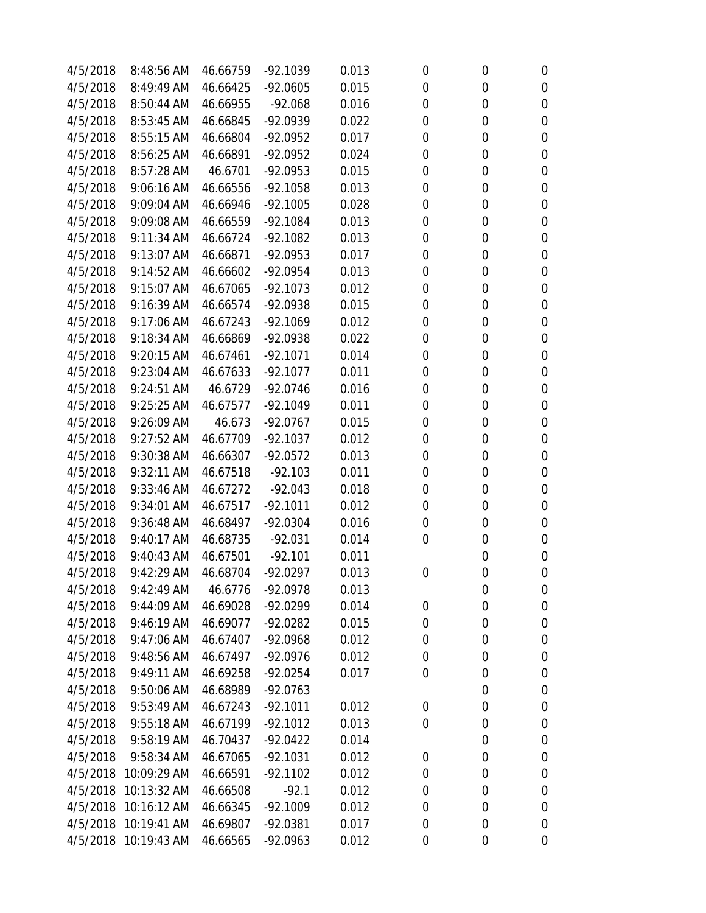| | | | | | | | |
|---|---|---|---|---|---|---|---|
| 4/5/2018 | 8:48:56 AM | 46.66759 | -92.1039 | 0.013 | 0 | 0 | 0 |
| 4/5/2018 | 8:49:49 AM | 46.66425 | -92.0605 | 0.015 | 0 | 0 | 0 |
| 4/5/2018 | 8:50:44 AM | 46.66955 | -92.068 | 0.016 | 0 | 0 | 0 |
| 4/5/2018 | 8:53:45 AM | 46.66845 | -92.0939 | 0.022 | 0 | 0 | 0 |
| 4/5/2018 | 8:55:15 AM | 46.66804 | -92.0952 | 0.017 | 0 | 0 | 0 |
| 4/5/2018 | 8:56:25 AM | 46.66891 | -92.0952 | 0.024 | 0 | 0 | 0 |
| 4/5/2018 | 8:57:28 AM | 46.6701 | -92.0953 | 0.015 | 0 | 0 | 0 |
| 4/5/2018 | 9:06:16 AM | 46.66556 | -92.1058 | 0.013 | 0 | 0 | 0 |
| 4/5/2018 | 9:09:04 AM | 46.66946 | -92.1005 | 0.028 | 0 | 0 | 0 |
| 4/5/2018 | 9:09:08 AM | 46.66559 | -92.1084 | 0.013 | 0 | 0 | 0 |
| 4/5/2018 | 9:11:34 AM | 46.66724 | -92.1082 | 0.013 | 0 | 0 | 0 |
| 4/5/2018 | 9:13:07 AM | 46.66871 | -92.0953 | 0.017 | 0 | 0 | 0 |
| 4/5/2018 | 9:14:52 AM | 46.66602 | -92.0954 | 0.013 | 0 | 0 | 0 |
| 4/5/2018 | 9:15:07 AM | 46.67065 | -92.1073 | 0.012 | 0 | 0 | 0 |
| 4/5/2018 | 9:16:39 AM | 46.66574 | -92.0938 | 0.015 | 0 | 0 | 0 |
| 4/5/2018 | 9:17:06 AM | 46.67243 | -92.1069 | 0.012 | 0 | 0 | 0 |
| 4/5/2018 | 9:18:34 AM | 46.66869 | -92.0938 | 0.022 | 0 | 0 | 0 |
| 4/5/2018 | 9:20:15 AM | 46.67461 | -92.1071 | 0.014 | 0 | 0 | 0 |
| 4/5/2018 | 9:23:04 AM | 46.67633 | -92.1077 | 0.011 | 0 | 0 | 0 |
| 4/5/2018 | 9:24:51 AM | 46.6729 | -92.0746 | 0.016 | 0 | 0 | 0 |
| 4/5/2018 | 9:25:25 AM | 46.67577 | -92.1049 | 0.011 | 0 | 0 | 0 |
| 4/5/2018 | 9:26:09 AM | 46.673 | -92.0767 | 0.015 | 0 | 0 | 0 |
| 4/5/2018 | 9:27:52 AM | 46.67709 | -92.1037 | 0.012 | 0 | 0 | 0 |
| 4/5/2018 | 9:30:38 AM | 46.66307 | -92.0572 | 0.013 | 0 | 0 | 0 |
| 4/5/2018 | 9:32:11 AM | 46.67518 | -92.103 | 0.011 | 0 | 0 | 0 |
| 4/5/2018 | 9:33:46 AM | 46.67272 | -92.043 | 0.018 | 0 | 0 | 0 |
| 4/5/2018 | 9:34:01 AM | 46.67517 | -92.1011 | 0.012 | 0 | 0 | 0 |
| 4/5/2018 | 9:36:48 AM | 46.68497 | -92.0304 | 0.016 | 0 | 0 | 0 |
| 4/5/2018 | 9:40:17 AM | 46.68735 | -92.031 | 0.014 | 0 | 0 | 0 |
| 4/5/2018 | 9:40:43 AM | 46.67501 | -92.101 | 0.011 | | 0 | 0 |
| 4/5/2018 | 9:42:29 AM | 46.68704 | -92.0297 | 0.013 | 0 | 0 | 0 |
| 4/5/2018 | 9:42:49 AM | 46.6776 | -92.0978 | 0.013 | | 0 | 0 |
| 4/5/2018 | 9:44:09 AM | 46.69028 | -92.0299 | 0.014 | 0 | 0 | 0 |
| 4/5/2018 | 9:46:19 AM | 46.69077 | -92.0282 | 0.015 | 0 | 0 | 0 |
| 4/5/2018 | 9:47:06 AM | 46.67407 | -92.0968 | 0.012 | 0 | 0 | 0 |
| 4/5/2018 | 9:48:56 AM | 46.67497 | -92.0976 | 0.012 | 0 | 0 | 0 |
| 4/5/2018 | 9:49:11 AM | 46.69258 | -92.0254 | 0.017 | 0 | 0 | 0 |
| 4/5/2018 | 9:50:06 AM | 46.68989 | -92.0763 | | | 0 | 0 |
| 4/5/2018 | 9:53:49 AM | 46.67243 | -92.1011 | 0.012 | 0 | 0 | 0 |
| 4/5/2018 | 9:55:18 AM | 46.67199 | -92.1012 | 0.013 | 0 | 0 | 0 |
| 4/5/2018 | 9:58:19 AM | 46.70437 | -92.0422 | 0.014 | | 0 | 0 |
| 4/5/2018 | 9:58:34 AM | 46.67065 | -92.1031 | 0.012 | 0 | 0 | 0 |
| 4/5/2018 | 10:09:29 AM | 46.66591 | -92.1102 | 0.012 | 0 | 0 | 0 |
| 4/5/2018 | 10:13:32 AM | 46.66508 | -92.1 | 0.012 | 0 | 0 | 0 |
| 4/5/2018 | 10:16:12 AM | 46.66345 | -92.1009 | 0.012 | 0 | 0 | 0 |
| 4/5/2018 | 10:19:41 AM | 46.69807 | -92.0381 | 0.017 | 0 | 0 | 0 |
| 4/5/2018 | 10:19:43 AM | 46.66565 | -92.0963 | 0.012 | 0 | 0 | 0 |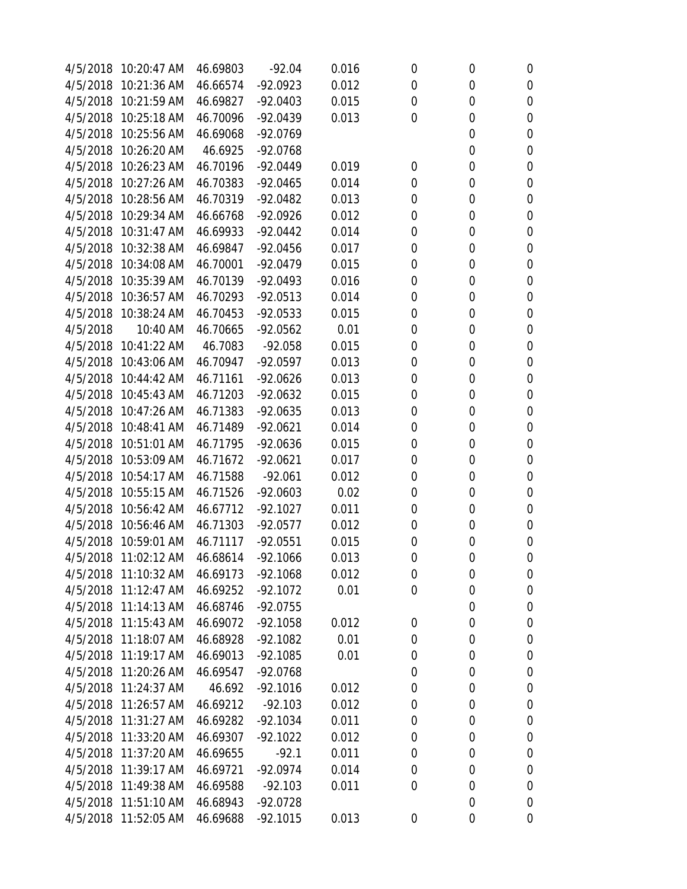| | | | | | | | |
|---|---|---|---|---|---|---|---|
| 4/5/2018 | 10:20:47 AM | 46.69803 | -92.04 | 0.016 | 0 | 0 | 0 |
| 4/5/2018 | 10:21:36 AM | 46.66574 | -92.0923 | 0.012 | 0 | 0 | 0 |
| 4/5/2018 | 10:21:59 AM | 46.69827 | -92.0403 | 0.015 | 0 | 0 | 0 |
| 4/5/2018 | 10:25:18 AM | 46.70096 | -92.0439 | 0.013 | 0 | 0 | 0 |
| 4/5/2018 | 10:25:56 AM | 46.69068 | -92.0769 | | | 0 | 0 |
| 4/5/2018 | 10:26:20 AM | 46.6925 | -92.0768 | | | 0 | 0 |
| 4/5/2018 | 10:26:23 AM | 46.70196 | -92.0449 | 0.019 | 0 | 0 | 0 |
| 4/5/2018 | 10:27:26 AM | 46.70383 | -92.0465 | 0.014 | 0 | 0 | 0 |
| 4/5/2018 | 10:28:56 AM | 46.70319 | -92.0482 | 0.013 | 0 | 0 | 0 |
| 4/5/2018 | 10:29:34 AM | 46.66768 | -92.0926 | 0.012 | 0 | 0 | 0 |
| 4/5/2018 | 10:31:47 AM | 46.69933 | -92.0442 | 0.014 | 0 | 0 | 0 |
| 4/5/2018 | 10:32:38 AM | 46.69847 | -92.0456 | 0.017 | 0 | 0 | 0 |
| 4/5/2018 | 10:34:08 AM | 46.70001 | -92.0479 | 0.015 | 0 | 0 | 0 |
| 4/5/2018 | 10:35:39 AM | 46.70139 | -92.0493 | 0.016 | 0 | 0 | 0 |
| 4/5/2018 | 10:36:57 AM | 46.70293 | -92.0513 | 0.014 | 0 | 0 | 0 |
| 4/5/2018 | 10:38:24 AM | 46.70453 | -92.0533 | 0.015 | 0 | 0 | 0 |
| 4/5/2018 | 10:40 AM | 46.70665 | -92.0562 | 0.01 | 0 | 0 | 0 |
| 4/5/2018 | 10:41:22 AM | 46.7083 | -92.058 | 0.015 | 0 | 0 | 0 |
| 4/5/2018 | 10:43:06 AM | 46.70947 | -92.0597 | 0.013 | 0 | 0 | 0 |
| 4/5/2018 | 10:44:42 AM | 46.71161 | -92.0626 | 0.013 | 0 | 0 | 0 |
| 4/5/2018 | 10:45:43 AM | 46.71203 | -92.0632 | 0.015 | 0 | 0 | 0 |
| 4/5/2018 | 10:47:26 AM | 46.71383 | -92.0635 | 0.013 | 0 | 0 | 0 |
| 4/5/2018 | 10:48:41 AM | 46.71489 | -92.0621 | 0.014 | 0 | 0 | 0 |
| 4/5/2018 | 10:51:01 AM | 46.71795 | -92.0636 | 0.015 | 0 | 0 | 0 |
| 4/5/2018 | 10:53:09 AM | 46.71672 | -92.0621 | 0.017 | 0 | 0 | 0 |
| 4/5/2018 | 10:54:17 AM | 46.71588 | -92.061 | 0.012 | 0 | 0 | 0 |
| 4/5/2018 | 10:55:15 AM | 46.71526 | -92.0603 | 0.02 | 0 | 0 | 0 |
| 4/5/2018 | 10:56:42 AM | 46.67712 | -92.1027 | 0.011 | 0 | 0 | 0 |
| 4/5/2018 | 10:56:46 AM | 46.71303 | -92.0577 | 0.012 | 0 | 0 | 0 |
| 4/5/2018 | 10:59:01 AM | 46.71117 | -92.0551 | 0.015 | 0 | 0 | 0 |
| 4/5/2018 | 11:02:12 AM | 46.68614 | -92.1066 | 0.013 | 0 | 0 | 0 |
| 4/5/2018 | 11:10:32 AM | 46.69173 | -92.1068 | 0.012 | 0 | 0 | 0 |
| 4/5/2018 | 11:12:47 AM | 46.69252 | -92.1072 | 0.01 | 0 | 0 | 0 |
| 4/5/2018 | 11:14:13 AM | 46.68746 | -92.0755 | | | 0 | 0 |
| 4/5/2018 | 11:15:43 AM | 46.69072 | -92.1058 | 0.012 | 0 | 0 | 0 |
| 4/5/2018 | 11:18:07 AM | 46.68928 | -92.1082 | 0.01 | 0 | 0 | 0 |
| 4/5/2018 | 11:19:17 AM | 46.69013 | -92.1085 | 0.01 | 0 | 0 | 0 |
| 4/5/2018 | 11:20:26 AM | 46.69547 | -92.0768 | | 0 | 0 | 0 |
| 4/5/2018 | 11:24:37 AM | 46.692 | -92.1016 | 0.012 | 0 | 0 | 0 |
| 4/5/2018 | 11:26:57 AM | 46.69212 | -92.103 | 0.012 | 0 | 0 | 0 |
| 4/5/2018 | 11:31:27 AM | 46.69282 | -92.1034 | 0.011 | 0 | 0 | 0 |
| 4/5/2018 | 11:33:20 AM | 46.69307 | -92.1022 | 0.012 | 0 | 0 | 0 |
| 4/5/2018 | 11:37:20 AM | 46.69655 | -92.1 | 0.011 | 0 | 0 | 0 |
| 4/5/2018 | 11:39:17 AM | 46.69721 | -92.0974 | 0.014 | 0 | 0 | 0 |
| 4/5/2018 | 11:49:38 AM | 46.69588 | -92.103 | 0.011 | 0 | 0 | 0 |
| 4/5/2018 | 11:51:10 AM | 46.68943 | -92.0728 | | | 0 | 0 |
| 4/5/2018 | 11:52:05 AM | 46.69688 | -92.1015 | 0.013 | 0 | 0 | 0 |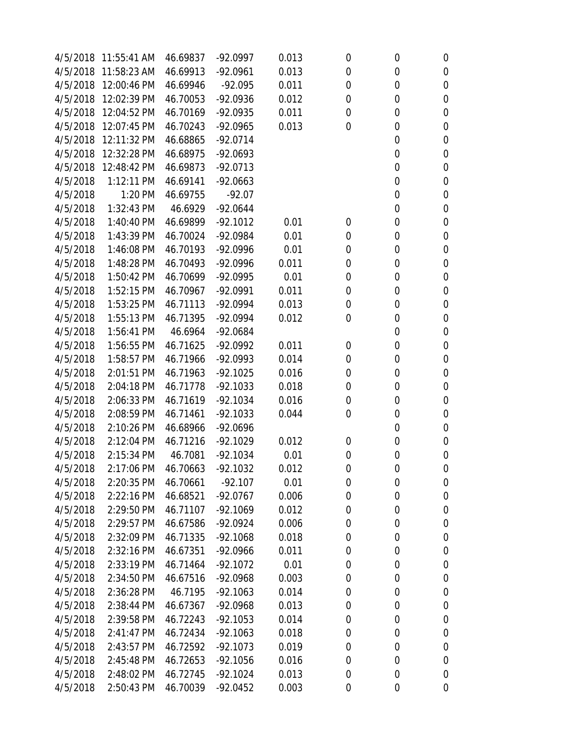| | | | | | | | |
|---|---|---|---|---|---|---|---|
| 4/5/2018 | 11:55:41 AM | 46.69837 | -92.0997 | 0.013 | 0 | 0 | 0 |
| 4/5/2018 | 11:58:23 AM | 46.69913 | -92.0961 | 0.013 | 0 | 0 | 0 |
| 4/5/2018 | 12:00:46 PM | 46.69946 | -92.095 | 0.011 | 0 | 0 | 0 |
| 4/5/2018 | 12:02:39 PM | 46.70053 | -92.0936 | 0.012 | 0 | 0 | 0 |
| 4/5/2018 | 12:04:52 PM | 46.70169 | -92.0935 | 0.011 | 0 | 0 | 0 |
| 4/5/2018 | 12:07:45 PM | 46.70243 | -92.0965 | 0.013 | 0 | 0 | 0 |
| 4/5/2018 | 12:11:32 PM | 46.68865 | -92.0714 | | | 0 | 0 |
| 4/5/2018 | 12:32:28 PM | 46.68975 | -92.0693 | | | 0 | 0 |
| 4/5/2018 | 12:48:42 PM | 46.69873 | -92.0713 | | | 0 | 0 |
| 4/5/2018 | 1:12:11 PM | 46.69141 | -92.0663 | | | 0 | 0 |
| 4/5/2018 | 1:20 PM | 46.69755 | -92.07 | | | 0 | 0 |
| 4/5/2018 | 1:32:43 PM | 46.6929 | -92.0644 | | | 0 | 0 |
| 4/5/2018 | 1:40:40 PM | 46.69899 | -92.1012 | 0.01 | 0 | 0 | 0 |
| 4/5/2018 | 1:43:39 PM | 46.70024 | -92.0984 | 0.01 | 0 | 0 | 0 |
| 4/5/2018 | 1:46:08 PM | 46.70193 | -92.0996 | 0.01 | 0 | 0 | 0 |
| 4/5/2018 | 1:48:28 PM | 46.70493 | -92.0996 | 0.011 | 0 | 0 | 0 |
| 4/5/2018 | 1:50:42 PM | 46.70699 | -92.0995 | 0.01 | 0 | 0 | 0 |
| 4/5/2018 | 1:52:15 PM | 46.70967 | -92.0991 | 0.011 | 0 | 0 | 0 |
| 4/5/2018 | 1:53:25 PM | 46.71113 | -92.0994 | 0.013 | 0 | 0 | 0 |
| 4/5/2018 | 1:55:13 PM | 46.71395 | -92.0994 | 0.012 | 0 | 0 | 0 |
| 4/5/2018 | 1:56:41 PM | 46.6964 | -92.0684 | | | 0 | 0 |
| 4/5/2018 | 1:56:55 PM | 46.71625 | -92.0992 | 0.011 | 0 | 0 | 0 |
| 4/5/2018 | 1:58:57 PM | 46.71966 | -92.0993 | 0.014 | 0 | 0 | 0 |
| 4/5/2018 | 2:01:51 PM | 46.71963 | -92.1025 | 0.016 | 0 | 0 | 0 |
| 4/5/2018 | 2:04:18 PM | 46.71778 | -92.1033 | 0.018 | 0 | 0 | 0 |
| 4/5/2018 | 2:06:33 PM | 46.71619 | -92.1034 | 0.016 | 0 | 0 | 0 |
| 4/5/2018 | 2:08:59 PM | 46.71461 | -92.1033 | 0.044 | 0 | 0 | 0 |
| 4/5/2018 | 2:10:26 PM | 46.68966 | -92.0696 | | | 0 | 0 |
| 4/5/2018 | 2:12:04 PM | 46.71216 | -92.1029 | 0.012 | 0 | 0 | 0 |
| 4/5/2018 | 2:15:34 PM | 46.7081 | -92.1034 | 0.01 | 0 | 0 | 0 |
| 4/5/2018 | 2:17:06 PM | 46.70663 | -92.1032 | 0.012 | 0 | 0 | 0 |
| 4/5/2018 | 2:20:35 PM | 46.70661 | -92.107 | 0.01 | 0 | 0 | 0 |
| 4/5/2018 | 2:22:16 PM | 46.68521 | -92.0767 | 0.006 | 0 | 0 | 0 |
| 4/5/2018 | 2:29:50 PM | 46.71107 | -92.1069 | 0.012 | 0 | 0 | 0 |
| 4/5/2018 | 2:29:57 PM | 46.67586 | -92.0924 | 0.006 | 0 | 0 | 0 |
| 4/5/2018 | 2:32:09 PM | 46.71335 | -92.1068 | 0.018 | 0 | 0 | 0 |
| 4/5/2018 | 2:32:16 PM | 46.67351 | -92.0966 | 0.011 | 0 | 0 | 0 |
| 4/5/2018 | 2:33:19 PM | 46.71464 | -92.1072 | 0.01 | 0 | 0 | 0 |
| 4/5/2018 | 2:34:50 PM | 46.67516 | -92.0968 | 0.003 | 0 | 0 | 0 |
| 4/5/2018 | 2:36:28 PM | 46.7195 | -92.1063 | 0.014 | 0 | 0 | 0 |
| 4/5/2018 | 2:38:44 PM | 46.67367 | -92.0968 | 0.013 | 0 | 0 | 0 |
| 4/5/2018 | 2:39:58 PM | 46.72243 | -92.1053 | 0.014 | 0 | 0 | 0 |
| 4/5/2018 | 2:41:47 PM | 46.72434 | -92.1063 | 0.018 | 0 | 0 | 0 |
| 4/5/2018 | 2:43:57 PM | 46.72592 | -92.1073 | 0.019 | 0 | 0 | 0 |
| 4/5/2018 | 2:45:48 PM | 46.72653 | -92.1056 | 0.016 | 0 | 0 | 0 |
| 4/5/2018 | 2:48:02 PM | 46.72745 | -92.1024 | 0.013 | 0 | 0 | 0 |
| 4/5/2018 | 2:50:43 PM | 46.70039 | -92.0452 | 0.003 | 0 | 0 | 0 |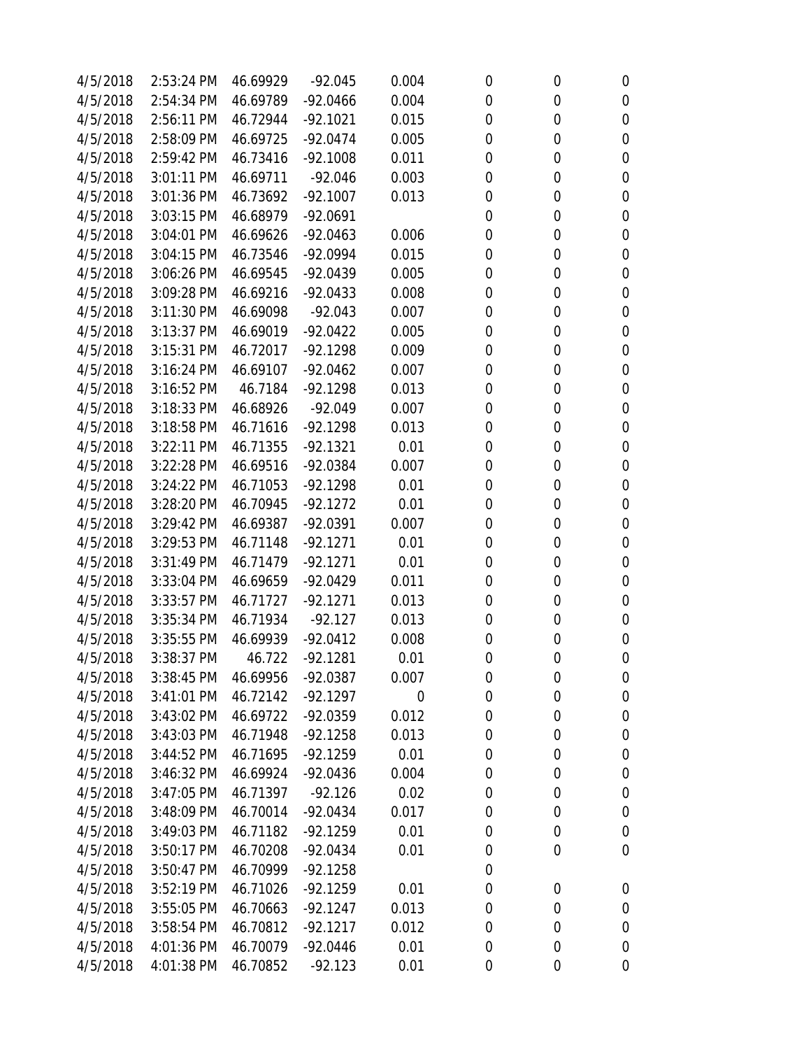| | | | | | | | |
|---|---|---|---|---|---|---|---|
| 4/5/2018 | 2:53:24 PM | 46.69929 | -92.045 | 0.004 | 0 | 0 | 0 |
| 4/5/2018 | 2:54:34 PM | 46.69789 | -92.0466 | 0.004 | 0 | 0 | 0 |
| 4/5/2018 | 2:56:11 PM | 46.72944 | -92.1021 | 0.015 | 0 | 0 | 0 |
| 4/5/2018 | 2:58:09 PM | 46.69725 | -92.0474 | 0.005 | 0 | 0 | 0 |
| 4/5/2018 | 2:59:42 PM | 46.73416 | -92.1008 | 0.011 | 0 | 0 | 0 |
| 4/5/2018 | 3:01:11 PM | 46.69711 | -92.046 | 0.003 | 0 | 0 | 0 |
| 4/5/2018 | 3:01:36 PM | 46.73692 | -92.1007 | 0.013 | 0 | 0 | 0 |
| 4/5/2018 | 3:03:15 PM | 46.68979 | -92.0691 | | 0 | 0 | 0 |
| 4/5/2018 | 3:04:01 PM | 46.69626 | -92.0463 | 0.006 | 0 | 0 | 0 |
| 4/5/2018 | 3:04:15 PM | 46.73546 | -92.0994 | 0.015 | 0 | 0 | 0 |
| 4/5/2018 | 3:06:26 PM | 46.69545 | -92.0439 | 0.005 | 0 | 0 | 0 |
| 4/5/2018 | 3:09:28 PM | 46.69216 | -92.0433 | 0.008 | 0 | 0 | 0 |
| 4/5/2018 | 3:11:30 PM | 46.69098 | -92.043 | 0.007 | 0 | 0 | 0 |
| 4/5/2018 | 3:13:37 PM | 46.69019 | -92.0422 | 0.005 | 0 | 0 | 0 |
| 4/5/2018 | 3:15:31 PM | 46.72017 | -92.1298 | 0.009 | 0 | 0 | 0 |
| 4/5/2018 | 3:16:24 PM | 46.69107 | -92.0462 | 0.007 | 0 | 0 | 0 |
| 4/5/2018 | 3:16:52 PM | 46.7184 | -92.1298 | 0.013 | 0 | 0 | 0 |
| 4/5/2018 | 3:18:33 PM | 46.68926 | -92.049 | 0.007 | 0 | 0 | 0 |
| 4/5/2018 | 3:18:58 PM | 46.71616 | -92.1298 | 0.013 | 0 | 0 | 0 |
| 4/5/2018 | 3:22:11 PM | 46.71355 | -92.1321 | 0.01 | 0 | 0 | 0 |
| 4/5/2018 | 3:22:28 PM | 46.69516 | -92.0384 | 0.007 | 0 | 0 | 0 |
| 4/5/2018 | 3:24:22 PM | 46.71053 | -92.1298 | 0.01 | 0 | 0 | 0 |
| 4/5/2018 | 3:28:20 PM | 46.70945 | -92.1272 | 0.01 | 0 | 0 | 0 |
| 4/5/2018 | 3:29:42 PM | 46.69387 | -92.0391 | 0.007 | 0 | 0 | 0 |
| 4/5/2018 | 3:29:53 PM | 46.71148 | -92.1271 | 0.01 | 0 | 0 | 0 |
| 4/5/2018 | 3:31:49 PM | 46.71479 | -92.1271 | 0.01 | 0 | 0 | 0 |
| 4/5/2018 | 3:33:04 PM | 46.69659 | -92.0429 | 0.011 | 0 | 0 | 0 |
| 4/5/2018 | 3:33:57 PM | 46.71727 | -92.1271 | 0.013 | 0 | 0 | 0 |
| 4/5/2018 | 3:35:34 PM | 46.71934 | -92.127 | 0.013 | 0 | 0 | 0 |
| 4/5/2018 | 3:35:55 PM | 46.69939 | -92.0412 | 0.008 | 0 | 0 | 0 |
| 4/5/2018 | 3:38:37 PM | 46.722 | -92.1281 | 0.01 | 0 | 0 | 0 |
| 4/5/2018 | 3:38:45 PM | 46.69956 | -92.0387 | 0.007 | 0 | 0 | 0 |
| 4/5/2018 | 3:41:01 PM | 46.72142 | -92.1297 | 0 | 0 | 0 | 0 |
| 4/5/2018 | 3:43:02 PM | 46.69722 | -92.0359 | 0.012 | 0 | 0 | 0 |
| 4/5/2018 | 3:43:03 PM | 46.71948 | -92.1258 | 0.013 | 0 | 0 | 0 |
| 4/5/2018 | 3:44:52 PM | 46.71695 | -92.1259 | 0.01 | 0 | 0 | 0 |
| 4/5/2018 | 3:46:32 PM | 46.69924 | -92.0436 | 0.004 | 0 | 0 | 0 |
| 4/5/2018 | 3:47:05 PM | 46.71397 | -92.126 | 0.02 | 0 | 0 | 0 |
| 4/5/2018 | 3:48:09 PM | 46.70014 | -92.0434 | 0.017 | 0 | 0 | 0 |
| 4/5/2018 | 3:49:03 PM | 46.71182 | -92.1259 | 0.01 | 0 | 0 | 0 |
| 4/5/2018 | 3:50:17 PM | 46.70208 | -92.0434 | 0.01 | 0 | 0 | 0 |
| 4/5/2018 | 3:50:47 PM | 46.70999 | -92.1258 | | 0 | | |
| 4/5/2018 | 3:52:19 PM | 46.71026 | -92.1259 | 0.01 | 0 | 0 | 0 |
| 4/5/2018 | 3:55:05 PM | 46.70663 | -92.1247 | 0.013 | 0 | 0 | 0 |
| 4/5/2018 | 3:58:54 PM | 46.70812 | -92.1217 | 0.012 | 0 | 0 | 0 |
| 4/5/2018 | 4:01:36 PM | 46.70079 | -92.0446 | 0.01 | 0 | 0 | 0 |
| 4/5/2018 | 4:01:38 PM | 46.70852 | -92.123 | 0.01 | 0 | 0 | 0 |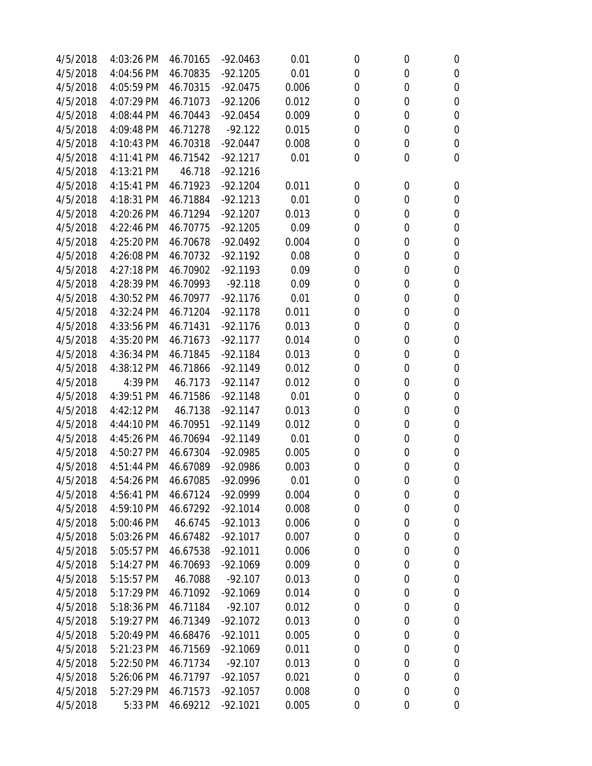| | | | | | | | |
|---|---|---|---|---|---|---|---|
| 4/5/2018 | 4:03:26 PM | 46.70165 | -92.0463 | 0.01 | 0 | 0 | 0 |
| 4/5/2018 | 4:04:56 PM | 46.70835 | -92.1205 | 0.01 | 0 | 0 | 0 |
| 4/5/2018 | 4:05:59 PM | 46.70315 | -92.0475 | 0.006 | 0 | 0 | 0 |
| 4/5/2018 | 4:07:29 PM | 46.71073 | -92.1206 | 0.012 | 0 | 0 | 0 |
| 4/5/2018 | 4:08:44 PM | 46.70443 | -92.0454 | 0.009 | 0 | 0 | 0 |
| 4/5/2018 | 4:09:48 PM | 46.71278 | -92.122 | 0.015 | 0 | 0 | 0 |
| 4/5/2018 | 4:10:43 PM | 46.70318 | -92.0447 | 0.008 | 0 | 0 | 0 |
| 4/5/2018 | 4:11:41 PM | 46.71542 | -92.1217 | 0.01 | 0 | 0 | 0 |
| 4/5/2018 | 4:13:21 PM | 46.718 | -92.1216 | | | | |
| 4/5/2018 | 4:15:41 PM | 46.71923 | -92.1204 | 0.011 | 0 | 0 | 0 |
| 4/5/2018 | 4:18:31 PM | 46.71884 | -92.1213 | 0.01 | 0 | 0 | 0 |
| 4/5/2018 | 4:20:26 PM | 46.71294 | -92.1207 | 0.013 | 0 | 0 | 0 |
| 4/5/2018 | 4:22:46 PM | 46.70775 | -92.1205 | 0.09 | 0 | 0 | 0 |
| 4/5/2018 | 4:25:20 PM | 46.70678 | -92.0492 | 0.004 | 0 | 0 | 0 |
| 4/5/2018 | 4:26:08 PM | 46.70732 | -92.1192 | 0.08 | 0 | 0 | 0 |
| 4/5/2018 | 4:27:18 PM | 46.70902 | -92.1193 | 0.09 | 0 | 0 | 0 |
| 4/5/2018 | 4:28:39 PM | 46.70993 | -92.118 | 0.09 | 0 | 0 | 0 |
| 4/5/2018 | 4:30:52 PM | 46.70977 | -92.1176 | 0.01 | 0 | 0 | 0 |
| 4/5/2018 | 4:32:24 PM | 46.71204 | -92.1178 | 0.011 | 0 | 0 | 0 |
| 4/5/2018 | 4:33:56 PM | 46.71431 | -92.1176 | 0.013 | 0 | 0 | 0 |
| 4/5/2018 | 4:35:20 PM | 46.71673 | -92.1177 | 0.014 | 0 | 0 | 0 |
| 4/5/2018 | 4:36:34 PM | 46.71845 | -92.1184 | 0.013 | 0 | 0 | 0 |
| 4/5/2018 | 4:38:12 PM | 46.71866 | -92.1149 | 0.012 | 0 | 0 | 0 |
| 4/5/2018 | 4:39 PM | 46.7173 | -92.1147 | 0.012 | 0 | 0 | 0 |
| 4/5/2018 | 4:39:51 PM | 46.71586 | -92.1148 | 0.01 | 0 | 0 | 0 |
| 4/5/2018 | 4:42:12 PM | 46.7138 | -92.1147 | 0.013 | 0 | 0 | 0 |
| 4/5/2018 | 4:44:10 PM | 46.70951 | -92.1149 | 0.012 | 0 | 0 | 0 |
| 4/5/2018 | 4:45:26 PM | 46.70694 | -92.1149 | 0.01 | 0 | 0 | 0 |
| 4/5/2018 | 4:50:27 PM | 46.67304 | -92.0985 | 0.005 | 0 | 0 | 0 |
| 4/5/2018 | 4:51:44 PM | 46.67089 | -92.0986 | 0.003 | 0 | 0 | 0 |
| 4/5/2018 | 4:54:26 PM | 46.67085 | -92.0996 | 0.01 | 0 | 0 | 0 |
| 4/5/2018 | 4:56:41 PM | 46.67124 | -92.0999 | 0.004 | 0 | 0 | 0 |
| 4/5/2018 | 4:59:10 PM | 46.67292 | -92.1014 | 0.008 | 0 | 0 | 0 |
| 4/5/2018 | 5:00:46 PM | 46.6745 | -92.1013 | 0.006 | 0 | 0 | 0 |
| 4/5/2018 | 5:03:26 PM | 46.67482 | -92.1017 | 0.007 | 0 | 0 | 0 |
| 4/5/2018 | 5:05:57 PM | 46.67538 | -92.1011 | 0.006 | 0 | 0 | 0 |
| 4/5/2018 | 5:14:27 PM | 46.70693 | -92.1069 | 0.009 | 0 | 0 | 0 |
| 4/5/2018 | 5:15:57 PM | 46.7088 | -92.107 | 0.013 | 0 | 0 | 0 |
| 4/5/2018 | 5:17:29 PM | 46.71092 | -92.1069 | 0.014 | 0 | 0 | 0 |
| 4/5/2018 | 5:18:36 PM | 46.71184 | -92.107 | 0.012 | 0 | 0 | 0 |
| 4/5/2018 | 5:19:27 PM | 46.71349 | -92.1072 | 0.013 | 0 | 0 | 0 |
| 4/5/2018 | 5:20:49 PM | 46.68476 | -92.1011 | 0.005 | 0 | 0 | 0 |
| 4/5/2018 | 5:21:23 PM | 46.71569 | -92.1069 | 0.011 | 0 | 0 | 0 |
| 4/5/2018 | 5:22:50 PM | 46.71734 | -92.107 | 0.013 | 0 | 0 | 0 |
| 4/5/2018 | 5:26:06 PM | 46.71797 | -92.1057 | 0.021 | 0 | 0 | 0 |
| 4/5/2018 | 5:27:29 PM | 46.71573 | -92.1057 | 0.008 | 0 | 0 | 0 |
| 4/5/2018 | 5:33 PM | 46.69212 | -92.1021 | 0.005 | 0 | 0 | 0 |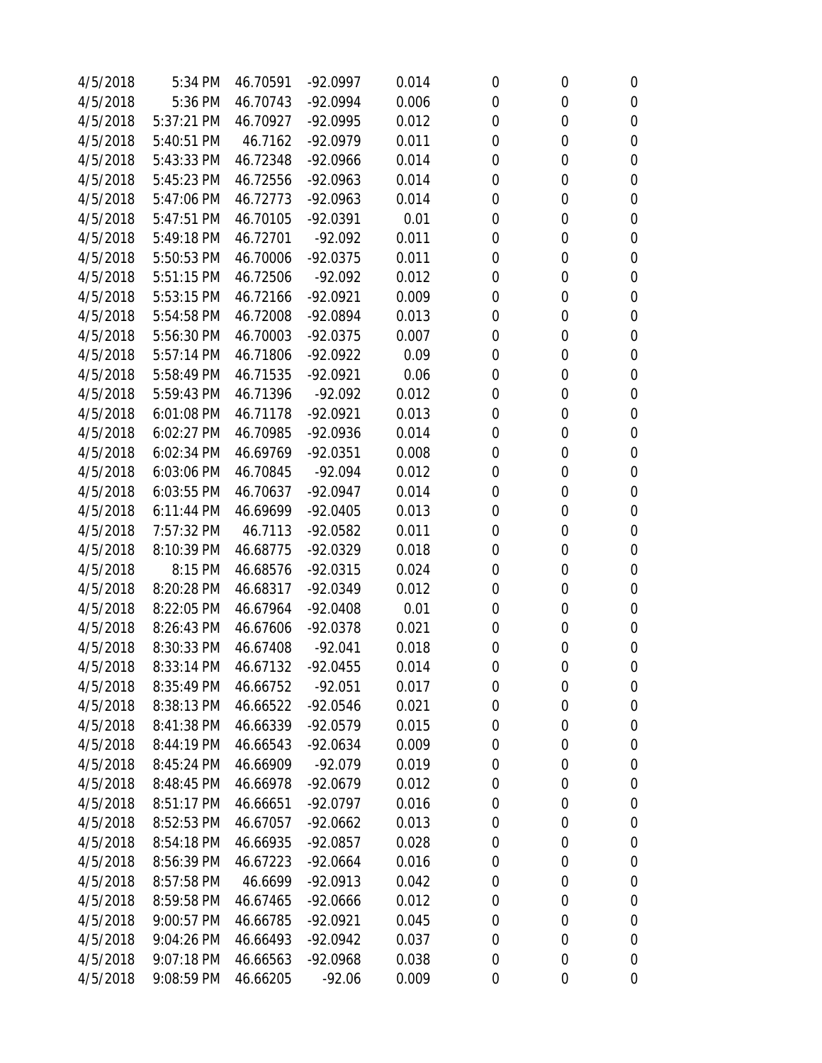| | | | | | | | |
|---|---|---|---|---|---|---|---|
| 4/5/2018 | 5:34 PM | 46.70591 | -92.0997 | 0.014 | 0 | 0 | 0 |
| 4/5/2018 | 5:36 PM | 46.70743 | -92.0994 | 0.006 | 0 | 0 | 0 |
| 4/5/2018 | 5:37:21 PM | 46.70927 | -92.0995 | 0.012 | 0 | 0 | 0 |
| 4/5/2018 | 5:40:51 PM | 46.7162 | -92.0979 | 0.011 | 0 | 0 | 0 |
| 4/5/2018 | 5:43:33 PM | 46.72348 | -92.0966 | 0.014 | 0 | 0 | 0 |
| 4/5/2018 | 5:45:23 PM | 46.72556 | -92.0963 | 0.014 | 0 | 0 | 0 |
| 4/5/2018 | 5:47:06 PM | 46.72773 | -92.0963 | 0.014 | 0 | 0 | 0 |
| 4/5/2018 | 5:47:51 PM | 46.70105 | -92.0391 | 0.01 | 0 | 0 | 0 |
| 4/5/2018 | 5:49:18 PM | 46.72701 | -92.092 | 0.011 | 0 | 0 | 0 |
| 4/5/2018 | 5:50:53 PM | 46.70006 | -92.0375 | 0.011 | 0 | 0 | 0 |
| 4/5/2018 | 5:51:15 PM | 46.72506 | -92.092 | 0.012 | 0 | 0 | 0 |
| 4/5/2018 | 5:53:15 PM | 46.72166 | -92.0921 | 0.009 | 0 | 0 | 0 |
| 4/5/2018 | 5:54:58 PM | 46.72008 | -92.0894 | 0.013 | 0 | 0 | 0 |
| 4/5/2018 | 5:56:30 PM | 46.70003 | -92.0375 | 0.007 | 0 | 0 | 0 |
| 4/5/2018 | 5:57:14 PM | 46.71806 | -92.0922 | 0.09 | 0 | 0 | 0 |
| 4/5/2018 | 5:58:49 PM | 46.71535 | -92.0921 | 0.06 | 0 | 0 | 0 |
| 4/5/2018 | 5:59:43 PM | 46.71396 | -92.092 | 0.012 | 0 | 0 | 0 |
| 4/5/2018 | 6:01:08 PM | 46.71178 | -92.0921 | 0.013 | 0 | 0 | 0 |
| 4/5/2018 | 6:02:27 PM | 46.70985 | -92.0936 | 0.014 | 0 | 0 | 0 |
| 4/5/2018 | 6:02:34 PM | 46.69769 | -92.0351 | 0.008 | 0 | 0 | 0 |
| 4/5/2018 | 6:03:06 PM | 46.70845 | -92.094 | 0.012 | 0 | 0 | 0 |
| 4/5/2018 | 6:03:55 PM | 46.70637 | -92.0947 | 0.014 | 0 | 0 | 0 |
| 4/5/2018 | 6:11:44 PM | 46.69699 | -92.0405 | 0.013 | 0 | 0 | 0 |
| 4/5/2018 | 7:57:32 PM | 46.7113 | -92.0582 | 0.011 | 0 | 0 | 0 |
| 4/5/2018 | 8:10:39 PM | 46.68775 | -92.0329 | 0.018 | 0 | 0 | 0 |
| 4/5/2018 | 8:15 PM | 46.68576 | -92.0315 | 0.024 | 0 | 0 | 0 |
| 4/5/2018 | 8:20:28 PM | 46.68317 | -92.0349 | 0.012 | 0 | 0 | 0 |
| 4/5/2018 | 8:22:05 PM | 46.67964 | -92.0408 | 0.01 | 0 | 0 | 0 |
| 4/5/2018 | 8:26:43 PM | 46.67606 | -92.0378 | 0.021 | 0 | 0 | 0 |
| 4/5/2018 | 8:30:33 PM | 46.67408 | -92.041 | 0.018 | 0 | 0 | 0 |
| 4/5/2018 | 8:33:14 PM | 46.67132 | -92.0455 | 0.014 | 0 | 0 | 0 |
| 4/5/2018 | 8:35:49 PM | 46.66752 | -92.051 | 0.017 | 0 | 0 | 0 |
| 4/5/2018 | 8:38:13 PM | 46.66522 | -92.0546 | 0.021 | 0 | 0 | 0 |
| 4/5/2018 | 8:41:38 PM | 46.66339 | -92.0579 | 0.015 | 0 | 0 | 0 |
| 4/5/2018 | 8:44:19 PM | 46.66543 | -92.0634 | 0.009 | 0 | 0 | 0 |
| 4/5/2018 | 8:45:24 PM | 46.66909 | -92.079 | 0.019 | 0 | 0 | 0 |
| 4/5/2018 | 8:48:45 PM | 46.66978 | -92.0679 | 0.012 | 0 | 0 | 0 |
| 4/5/2018 | 8:51:17 PM | 46.66651 | -92.0797 | 0.016 | 0 | 0 | 0 |
| 4/5/2018 | 8:52:53 PM | 46.67057 | -92.0662 | 0.013 | 0 | 0 | 0 |
| 4/5/2018 | 8:54:18 PM | 46.66935 | -92.0857 | 0.028 | 0 | 0 | 0 |
| 4/5/2018 | 8:56:39 PM | 46.67223 | -92.0664 | 0.016 | 0 | 0 | 0 |
| 4/5/2018 | 8:57:58 PM | 46.6699 | -92.0913 | 0.042 | 0 | 0 | 0 |
| 4/5/2018 | 8:59:58 PM | 46.67465 | -92.0666 | 0.012 | 0 | 0 | 0 |
| 4/5/2018 | 9:00:57 PM | 46.66785 | -92.0921 | 0.045 | 0 | 0 | 0 |
| 4/5/2018 | 9:04:26 PM | 46.66493 | -92.0942 | 0.037 | 0 | 0 | 0 |
| 4/5/2018 | 9:07:18 PM | 46.66563 | -92.0968 | 0.038 | 0 | 0 | 0 |
| 4/5/2018 | 9:08:59 PM | 46.66205 | -92.06 | 0.009 | 0 | 0 | 0 |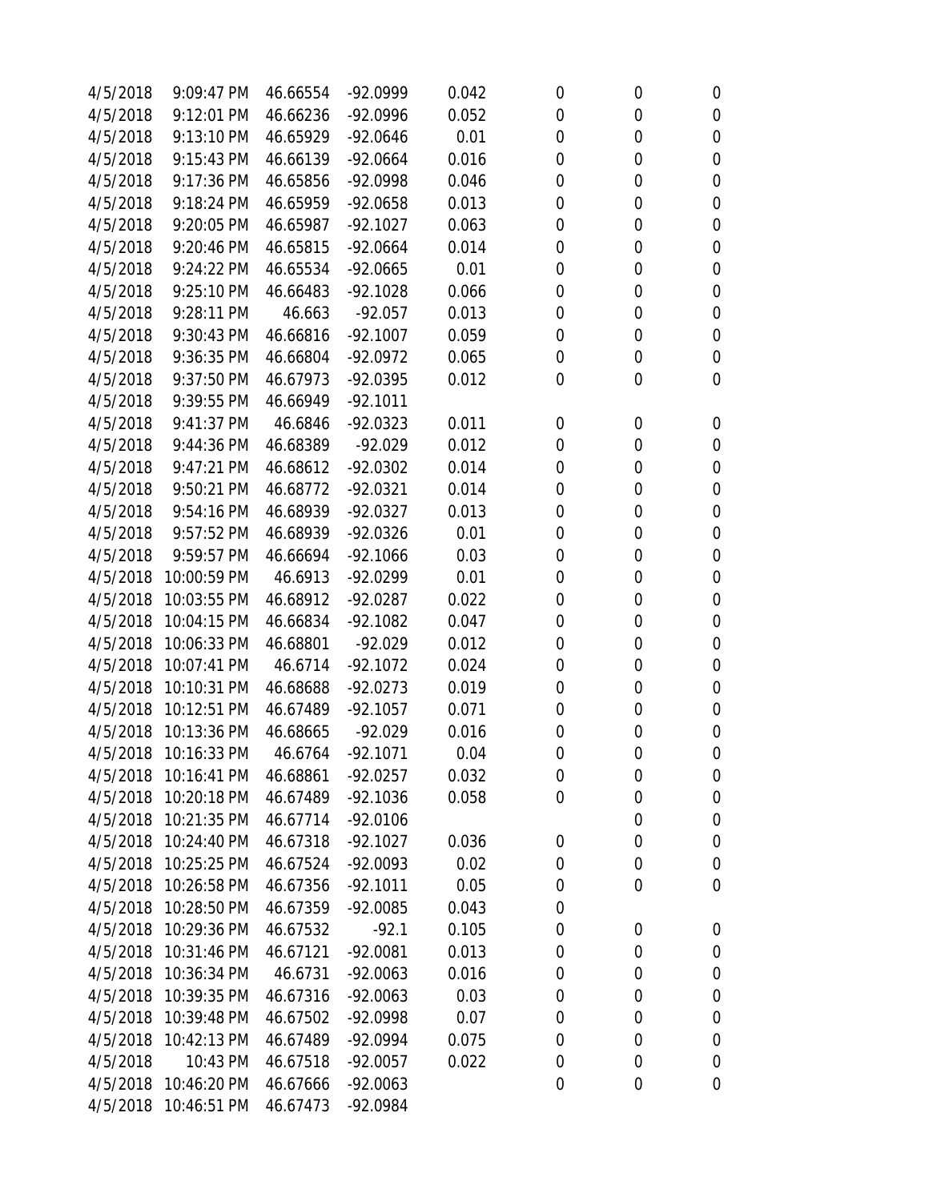| | | | | | | | | |
|---|---|---|---|---|---|---|---|---|
| 4/5/2018 | 9:09:47 PM | 46.66554 | -92.0999 | 0.042 | 0 | 0 | 0 |
| 4/5/2018 | 9:12:01 PM | 46.66236 | -92.0996 | 0.052 | 0 | 0 | 0 |
| 4/5/2018 | 9:13:10 PM | 46.65929 | -92.0646 | 0.01 | 0 | 0 | 0 |
| 4/5/2018 | 9:15:43 PM | 46.66139 | -92.0664 | 0.016 | 0 | 0 | 0 |
| 4/5/2018 | 9:17:36 PM | 46.65856 | -92.0998 | 0.046 | 0 | 0 | 0 |
| 4/5/2018 | 9:18:24 PM | 46.65959 | -92.0658 | 0.013 | 0 | 0 | 0 |
| 4/5/2018 | 9:20:05 PM | 46.65987 | -92.1027 | 0.063 | 0 | 0 | 0 |
| 4/5/2018 | 9:20:46 PM | 46.65815 | -92.0664 | 0.014 | 0 | 0 | 0 |
| 4/5/2018 | 9:24:22 PM | 46.65534 | -92.0665 | 0.01 | 0 | 0 | 0 |
| 4/5/2018 | 9:25:10 PM | 46.66483 | -92.1028 | 0.066 | 0 | 0 | 0 |
| 4/5/2018 | 9:28:11 PM | 46.663 | -92.057 | 0.013 | 0 | 0 | 0 |
| 4/5/2018 | 9:30:43 PM | 46.66816 | -92.1007 | 0.059 | 0 | 0 | 0 |
| 4/5/2018 | 9:36:35 PM | 46.66804 | -92.0972 | 0.065 | 0 | 0 | 0 |
| 4/5/2018 | 9:37:50 PM | 46.67973 | -92.0395 | 0.012 | 0 | 0 | 0 |
| 4/5/2018 | 9:39:55 PM | 46.66949 | -92.1011 | | | | |
| 4/5/2018 | 9:41:37 PM | 46.6846 | -92.0323 | 0.011 | 0 | 0 | 0 |
| 4/5/2018 | 9:44:36 PM | 46.68389 | -92.029 | 0.012 | 0 | 0 | 0 |
| 4/5/2018 | 9:47:21 PM | 46.68612 | -92.0302 | 0.014 | 0 | 0 | 0 |
| 4/5/2018 | 9:50:21 PM | 46.68772 | -92.0321 | 0.014 | 0 | 0 | 0 |
| 4/5/2018 | 9:54:16 PM | 46.68939 | -92.0327 | 0.013 | 0 | 0 | 0 |
| 4/5/2018 | 9:57:52 PM | 46.68939 | -92.0326 | 0.01 | 0 | 0 | 0 |
| 4/5/2018 | 9:59:57 PM | 46.66694 | -92.1066 | 0.03 | 0 | 0 | 0 |
| 4/5/2018 | 10:00:59 PM | 46.6913 | -92.0299 | 0.01 | 0 | 0 | 0 |
| 4/5/2018 | 10:03:55 PM | 46.68912 | -92.0287 | 0.022 | 0 | 0 | 0 |
| 4/5/2018 | 10:04:15 PM | 46.66834 | -92.1082 | 0.047 | 0 | 0 | 0 |
| 4/5/2018 | 10:06:33 PM | 46.68801 | -92.029 | 0.012 | 0 | 0 | 0 |
| 4/5/2018 | 10:07:41 PM | 46.6714 | -92.1072 | 0.024 | 0 | 0 | 0 |
| 4/5/2018 | 10:10:31 PM | 46.68688 | -92.0273 | 0.019 | 0 | 0 | 0 |
| 4/5/2018 | 10:12:51 PM | 46.67489 | -92.1057 | 0.071 | 0 | 0 | 0 |
| 4/5/2018 | 10:13:36 PM | 46.68665 | -92.029 | 0.016 | 0 | 0 | 0 |
| 4/5/2018 | 10:16:33 PM | 46.6764 | -92.1071 | 0.04 | 0 | 0 | 0 |
| 4/5/2018 | 10:16:41 PM | 46.68861 | -92.0257 | 0.032 | 0 | 0 | 0 |
| 4/5/2018 | 10:20:18 PM | 46.67489 | -92.1036 | 0.058 | 0 | 0 | 0 |
| 4/5/2018 | 10:21:35 PM | 46.67714 | -92.0106 | | | 0 | 0 |
| 4/5/2018 | 10:24:40 PM | 46.67318 | -92.1027 | 0.036 | 0 | 0 | 0 |
| 4/5/2018 | 10:25:25 PM | 46.67524 | -92.0093 | 0.02 | 0 | 0 | 0 |
| 4/5/2018 | 10:26:58 PM | 46.67356 | -92.1011 | 0.05 | 0 | 0 | 0 |
| 4/5/2018 | 10:28:50 PM | 46.67359 | -92.0085 | 0.043 | 0 | | |
| 4/5/2018 | 10:29:36 PM | 46.67532 | -92.1 | 0.105 | 0 | 0 | 0 |
| 4/5/2018 | 10:31:46 PM | 46.67121 | -92.0081 | 0.013 | 0 | 0 | 0 |
| 4/5/2018 | 10:36:34 PM | 46.6731 | -92.0063 | 0.016 | 0 | 0 | 0 |
| 4/5/2018 | 10:39:35 PM | 46.67316 | -92.0063 | 0.03 | 0 | 0 | 0 |
| 4/5/2018 | 10:39:48 PM | 46.67502 | -92.0998 | 0.07 | 0 | 0 | 0 |
| 4/5/2018 | 10:42:13 PM | 46.67489 | -92.0994 | 0.075 | 0 | 0 | 0 |
| 4/5/2018 | 10:43 PM | 46.67518 | -92.0057 | 0.022 | 0 | 0 | 0 |
| 4/5/2018 | 10:46:20 PM | 46.67666 | -92.0063 | | 0 | 0 | 0 |
| 4/5/2018 | 10:46:51 PM | 46.67473 | -92.0984 | | | | |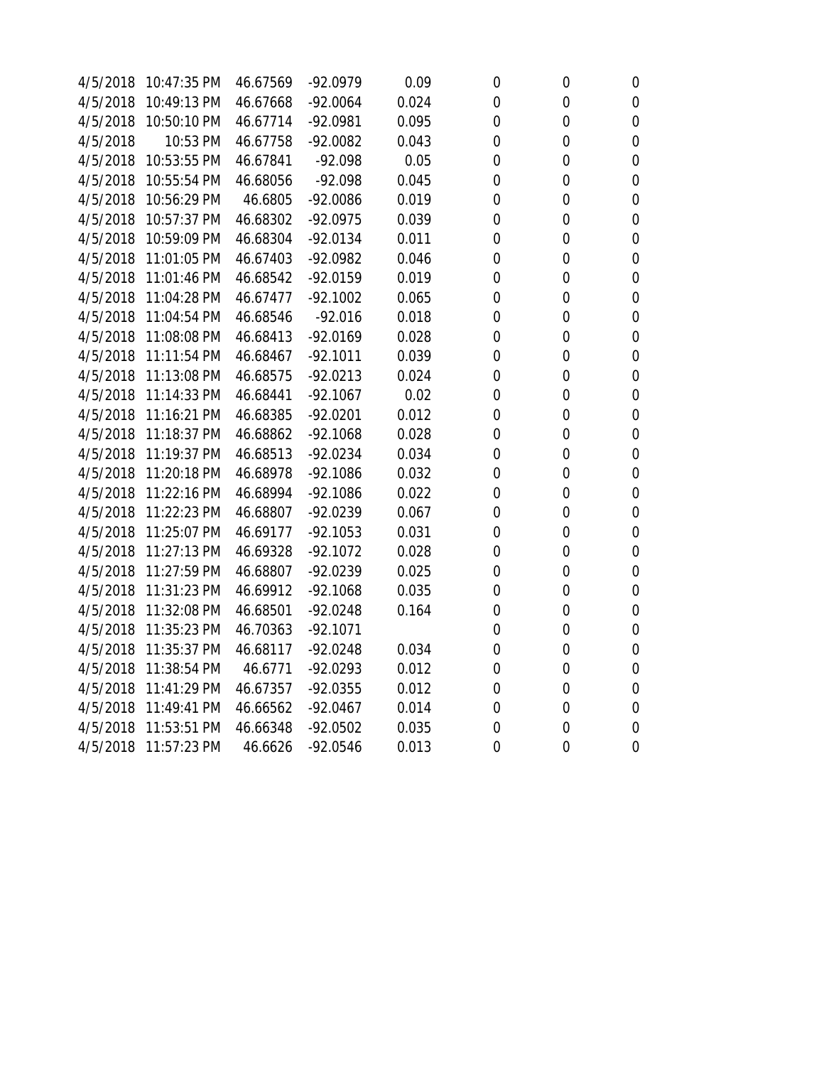| | | | | | | | |
|---|---|---|---|---|---|---|---|
| 4/5/2018 | 10:47:35 PM | 46.67569 | -92.0979 | 0.09 | 0 | 0 | 0 |
| 4/5/2018 | 10:49:13 PM | 46.67668 | -92.0064 | 0.024 | 0 | 0 | 0 |
| 4/5/2018 | 10:50:10 PM | 46.67714 | -92.0981 | 0.095 | 0 | 0 | 0 |
| 4/5/2018 | 10:53 PM | 46.67758 | -92.0082 | 0.043 | 0 | 0 | 0 |
| 4/5/2018 | 10:53:55 PM | 46.67841 | -92.098 | 0.05 | 0 | 0 | 0 |
| 4/5/2018 | 10:55:54 PM | 46.68056 | -92.098 | 0.045 | 0 | 0 | 0 |
| 4/5/2018 | 10:56:29 PM | 46.6805 | -92.0086 | 0.019 | 0 | 0 | 0 |
| 4/5/2018 | 10:57:37 PM | 46.68302 | -92.0975 | 0.039 | 0 | 0 | 0 |
| 4/5/2018 | 10:59:09 PM | 46.68304 | -92.0134 | 0.011 | 0 | 0 | 0 |
| 4/5/2018 | 11:01:05 PM | 46.67403 | -92.0982 | 0.046 | 0 | 0 | 0 |
| 4/5/2018 | 11:01:46 PM | 46.68542 | -92.0159 | 0.019 | 0 | 0 | 0 |
| 4/5/2018 | 11:04:28 PM | 46.67477 | -92.1002 | 0.065 | 0 | 0 | 0 |
| 4/5/2018 | 11:04:54 PM | 46.68546 | -92.016 | 0.018 | 0 | 0 | 0 |
| 4/5/2018 | 11:08:08 PM | 46.68413 | -92.0169 | 0.028 | 0 | 0 | 0 |
| 4/5/2018 | 11:11:54 PM | 46.68467 | -92.1011 | 0.039 | 0 | 0 | 0 |
| 4/5/2018 | 11:13:08 PM | 46.68575 | -92.0213 | 0.024 | 0 | 0 | 0 |
| 4/5/2018 | 11:14:33 PM | 46.68441 | -92.1067 | 0.02 | 0 | 0 | 0 |
| 4/5/2018 | 11:16:21 PM | 46.68385 | -92.0201 | 0.012 | 0 | 0 | 0 |
| 4/5/2018 | 11:18:37 PM | 46.68862 | -92.1068 | 0.028 | 0 | 0 | 0 |
| 4/5/2018 | 11:19:37 PM | 46.68513 | -92.0234 | 0.034 | 0 | 0 | 0 |
| 4/5/2018 | 11:20:18 PM | 46.68978 | -92.1086 | 0.032 | 0 | 0 | 0 |
| 4/5/2018 | 11:22:16 PM | 46.68994 | -92.1086 | 0.022 | 0 | 0 | 0 |
| 4/5/2018 | 11:22:23 PM | 46.68807 | -92.0239 | 0.067 | 0 | 0 | 0 |
| 4/5/2018 | 11:25:07 PM | 46.69177 | -92.1053 | 0.031 | 0 | 0 | 0 |
| 4/5/2018 | 11:27:13 PM | 46.69328 | -92.1072 | 0.028 | 0 | 0 | 0 |
| 4/5/2018 | 11:27:59 PM | 46.68807 | -92.0239 | 0.025 | 0 | 0 | 0 |
| 4/5/2018 | 11:31:23 PM | 46.69912 | -92.1068 | 0.035 | 0 | 0 | 0 |
| 4/5/2018 | 11:32:08 PM | 46.68501 | -92.0248 | 0.164 | 0 | 0 | 0 |
| 4/5/2018 | 11:35:23 PM | 46.70363 | -92.1071 | | 0 | 0 | 0 |
| 4/5/2018 | 11:35:37 PM | 46.68117 | -92.0248 | 0.034 | 0 | 0 | 0 |
| 4/5/2018 | 11:38:54 PM | 46.6771 | -92.0293 | 0.012 | 0 | 0 | 0 |
| 4/5/2018 | 11:41:29 PM | 46.67357 | -92.0355 | 0.012 | 0 | 0 | 0 |
| 4/5/2018 | 11:49:41 PM | 46.66562 | -92.0467 | 0.014 | 0 | 0 | 0 |
| 4/5/2018 | 11:53:51 PM | 46.66348 | -92.0502 | 0.035 | 0 | 0 | 0 |
| 4/5/2018 | 11:57:23 PM | 46.6626 | -92.0546 | 0.013 | 0 | 0 | 0 |